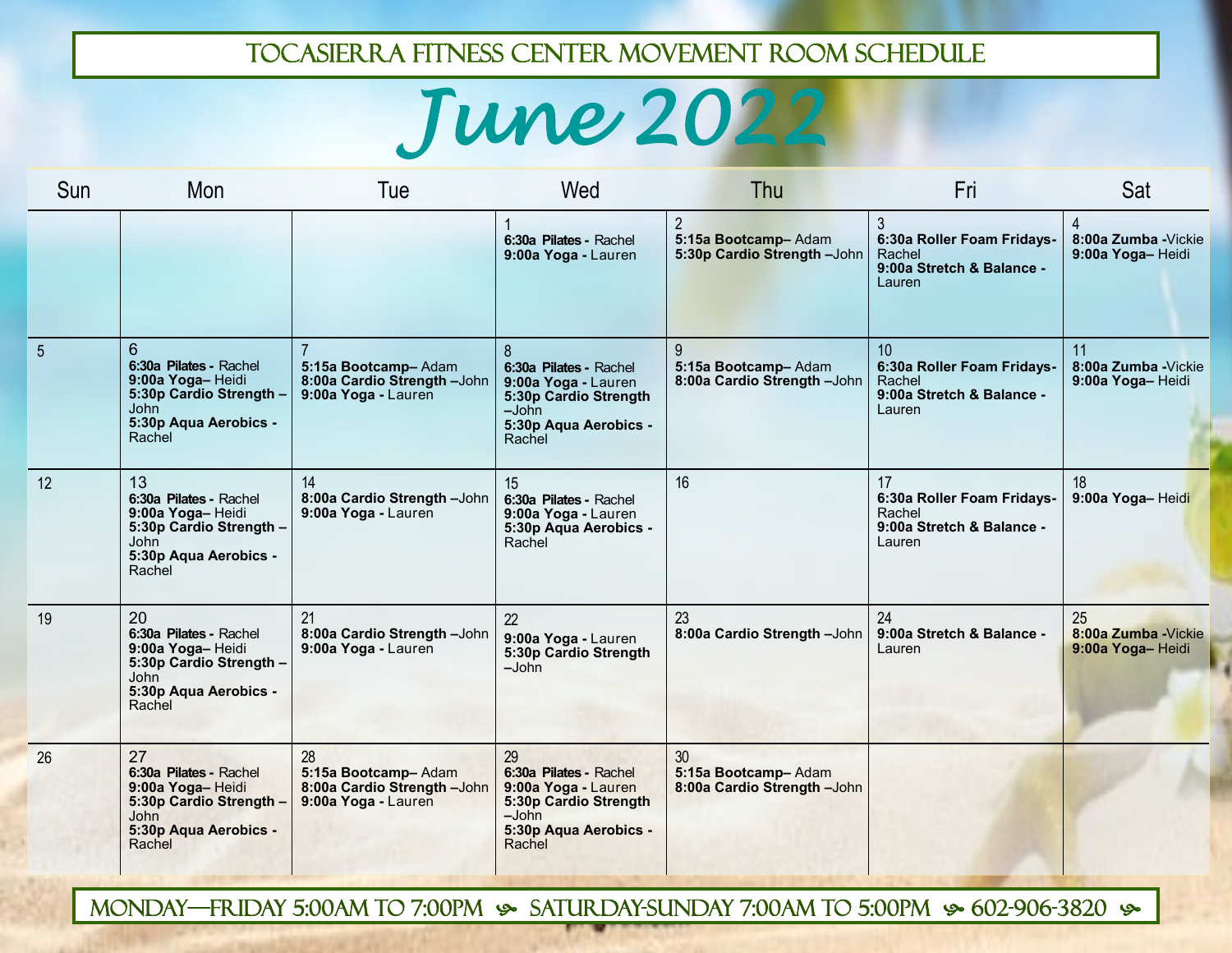# Tocasierra Fitness Center Movement Room Schedule

# June 2022

| Sun | Mon | Tue | Wed | Thu | Fri | Sat |
|---|---|---|---|---|---|---|
| | | | 1<br>**6:30a Pilates -** Rachel<br>**9:00a Yoga -** Lauren | 2<br>**5:15a Bootcamp–** Adam<br>**5:30p Cardio Strength –**John | 3<br>**6:30a Roller Foam Fridays-** Rachel<br>**9:00a Stretch & Balance -** Lauren | 4<br>**8:00a Zumba -**Vickie<br>**9:00a Yoga–** Heidi |
| 5 | 6<br>**6:30a Pilates -** Rachel<br>**9:00a Yoga–** Heidi<br>**5:30p Cardio Strength –** John<br>**5:30p Aqua Aerobics -** Rachel | 7<br>**5:15a Bootcamp–** Adam<br>**8:00a Cardio Strength –**John<br>**9:00a Yoga -** Lauren | 8<br>**6:30a Pilates -** Rachel<br>**9:00a Yoga -** Lauren<br>**5:30p Cardio Strength –**John<br>**5:30p Aqua Aerobics -** Rachel | 9<br>**5:15a Bootcamp–** Adam<br>**8:00a Cardio Strength –**John | 10<br>**6:30a Roller Foam Fridays-** Rachel<br>**9:00a Stretch & Balance -** Lauren | 11<br>**8:00a Zumba -**Vickie<br>**9:00a Yoga–** Heidi |
| 12 | 13<br>**6:30a Pilates -** Rachel<br>**9:00a Yoga–** Heidi<br>**5:30p Cardio Strength –** John<br>**5:30p Aqua Aerobics -** Rachel | 14<br>**8:00a Cardio Strength –**John<br>**9:00a Yoga -** Lauren | 15<br>**6:30a Pilates -** Rachel<br>**9:00a Yoga -** Lauren<br>**5:30p Aqua Aerobics -** Rachel | 16 | 17<br>**6:30a Roller Foam Fridays-** Rachel<br>**9:00a Stretch & Balance -** Lauren | 18<br>**9:00a Yoga–** Heidi |
| 19 | 20<br>**6:30a Pilates -** Rachel<br>**9:00a Yoga–** Heidi<br>**5:30p Cardio Strength –** John<br>**5:30p Aqua Aerobics -** Rachel | 21<br>**8:00a Cardio Strength –**John<br>**9:00a Yoga -** Lauren | 22<br>**9:00a Yoga -** Lauren<br>**5:30p Cardio Strength –**John | 23<br>**8:00a Cardio Strength –**John | 24<br>**9:00a Stretch & Balance -** Lauren | 25<br>**8:00a Zumba -**Vickie<br>**9:00a Yoga–** Heidi |
| 26 | 27<br>**6:30a Pilates -** Rachel<br>**9:00a Yoga–** Heidi<br>**5:30p Cardio Strength –** John<br>**5:30p Aqua Aerobics -** Rachel | 28<br>**5:15a Bootcamp–** Adam<br>**8:00a Cardio Strength –**John<br>**9:00a Yoga -** Lauren | 29<br>**6:30a Pilates -** Rachel<br>**9:00a Yoga -** Lauren<br>**5:30p Cardio Strength –**John<br>**5:30p Aqua Aerobics -** Rachel | 30<br>**5:15a Bootcamp–** Adam<br>**8:00a Cardio Strength –**John | | |

Monday—Friday 5:00am to 7:00pm ⚘ Saturday-Sunday 7:00am to 5:00pm ⚘ 602-906-3820 ⚘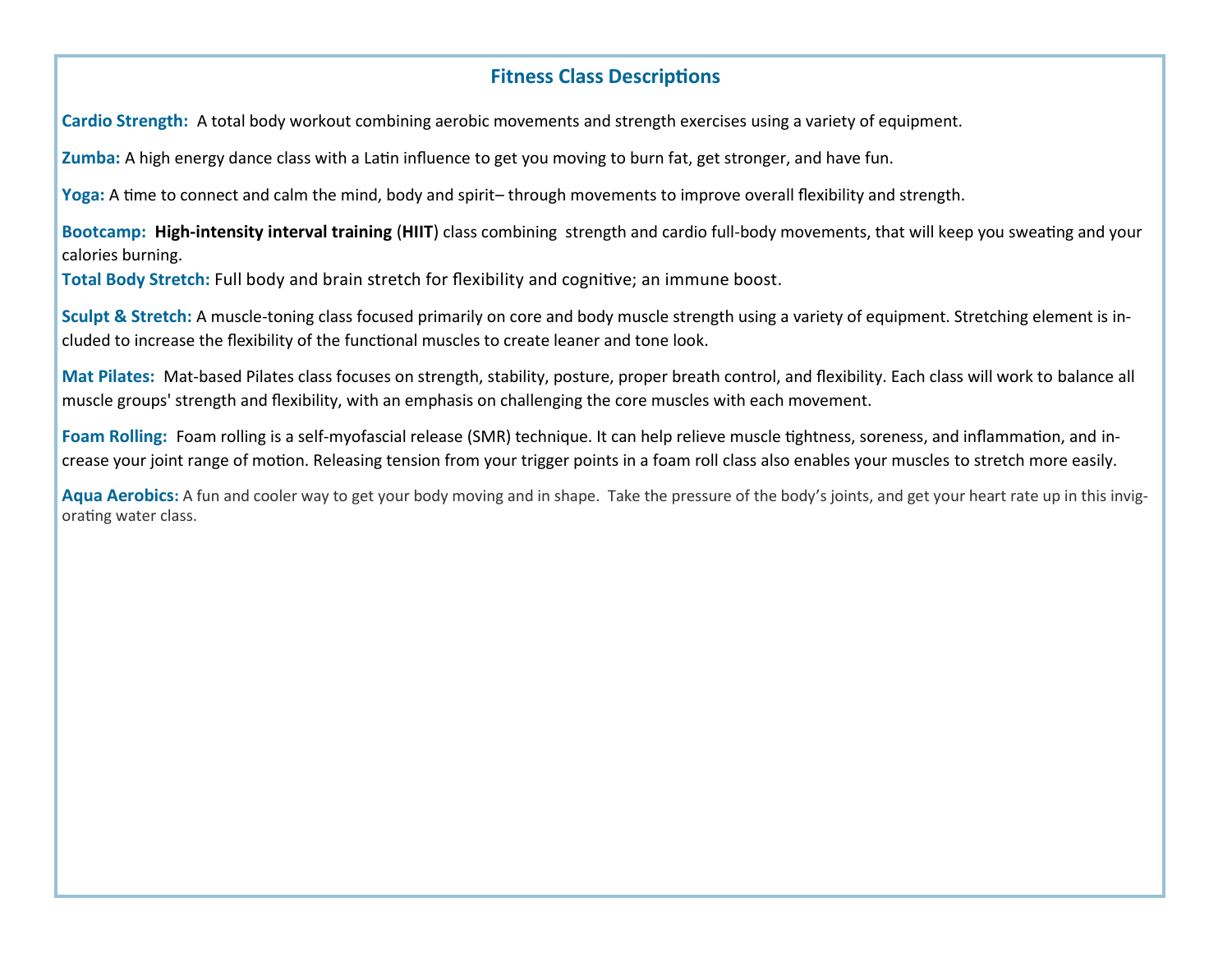## Fitness Class Descriptions

**Cardio Strength:** A total body workout combining aerobic movements and strength exercises using a variety of equipment.

**Zumba:** A high energy dance class with a Latin influence to get you moving to burn fat, get stronger, and have fun.

**Yoga:** A time to connect and calm the mind, body and spirit– through movements to improve overall flexibility and strength.

**Bootcamp:** **High-intensity interval training** (**HIIT**) class combining strength and cardio full-body movements, that will keep you sweating and your calories burning.

**Total Body Stretch:** Full body and brain stretch for flexibility and cognitive; an immune boost.

**Sculpt & Stretch:** A muscle-toning class focused primarily on core and body muscle strength using a variety of equipment. Stretching element is included to increase the flexibility of the functional muscles to create leaner and tone look.

**Mat Pilates:** Mat-based Pilates class focuses on strength, stability, posture, proper breath control, and flexibility. Each class will work to balance all muscle groups' strength and flexibility, with an emphasis on challenging the core muscles with each movement.

**Foam Rolling:** Foam rolling is a self-myofascial release (SMR) technique. It can help relieve muscle tightness, soreness, and inflammation, and increase your joint range of motion. Releasing tension from your trigger points in a foam roll class also enables your muscles to stretch more easily.

**Aqua Aerobics:** A fun and cooler way to get your body moving and in shape. Take the pressure of the body's joints, and get your heart rate up in this invigorating water class.